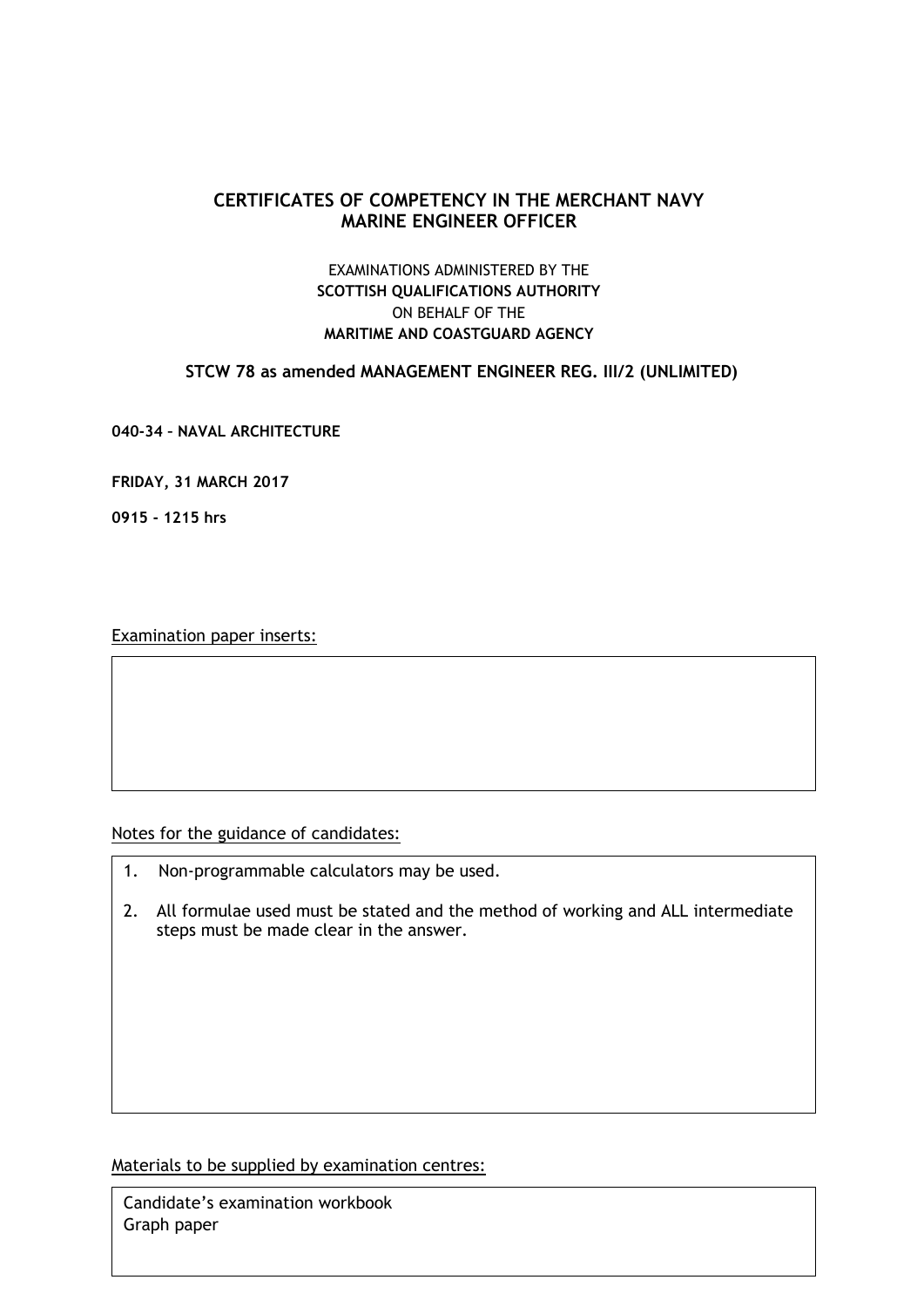# CERTIFICATES OF COMPETENCY IN THE MERCHANT NAVY
# MARINE ENGINEER OFFICER

EXAMINATIONS ADMINISTERED BY THE
**SCOTTISH QUALIFICATIONS AUTHORITY**
ON BEHALF OF THE
**MARITIME AND COASTGUARD AGENCY**

**STCW 78 as amended MANAGEMENT ENGINEER REG. III/2 (UNLIMITED)**

**040-34 – NAVAL ARCHITECTURE**

**FRIDAY, 31 MARCH 2017**

**0915 - 1215 hrs**

Examination paper inserts:

Notes for the guidance of candidates:

1. Non-programmable calculators may be used.
2. All formulae used must be stated and the method of working and ALL intermediate steps must be made clear in the answer.

Materials to be supplied by examination centres:

Candidate's examination workbook
Graph paper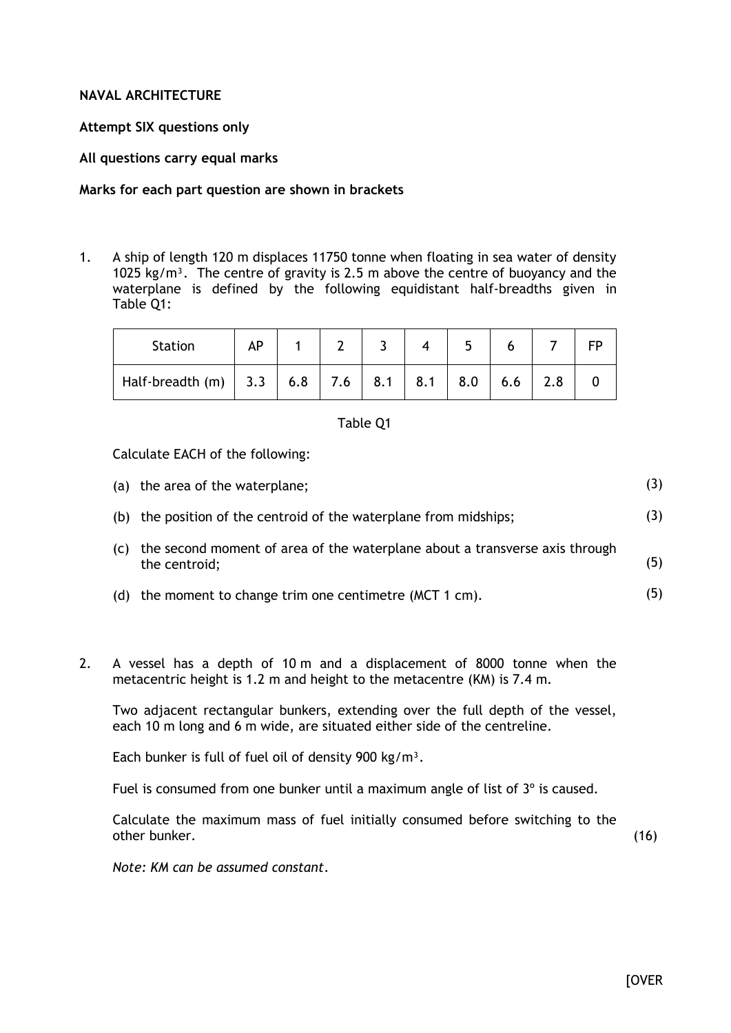**NAVAL ARCHITECTURE**

**Attempt SIX questions only**

**All questions carry equal marks**

**Marks for each part question are shown in brackets**

1. A ship of length 120 m displaces 11750 tonne when floating in sea water of density 1025 kg/m³. The centre of gravity is 2.5 m above the centre of buoyancy and the waterplane is defined by the following equidistant half-breadths given in Table Q1:

| Station | AP | 1 | 2 | 3 | 4 | 5 | 6 | 7 | FP |
|---|---|---|---|---|---|---|---|---|---|
| Half-breadth (m) | 3.3 | 6.8 | 7.6 | 8.1 | 8.1 | 8.0 | 6.6 | 2.8 | 0 |

Table Q1

Calculate EACH of the following:

(a) the area of the waterplane; (3)

(b) the position of the centroid of the waterplane from midships; (3)

(c) the second moment of area of the waterplane about a transverse axis through the centroid; (5)

(d) the moment to change trim one centimetre (MCT 1 cm). (5)

2. A vessel has a depth of 10 m and a displacement of 8000 tonne when the metacentric height is 1.2 m and height to the metacentre (KM) is 7.4 m.

Two adjacent rectangular bunkers, extending over the full depth of the vessel, each 10 m long and 6 m wide, are situated either side of the centreline.

Each bunker is full of fuel oil of density 900 kg/m³.

Fuel is consumed from one bunker until a maximum angle of list of 3° is caused.

Calculate the maximum mass of fuel initially consumed before switching to the other bunker. (16)

*Note: KM can be assumed constant.*

[OVER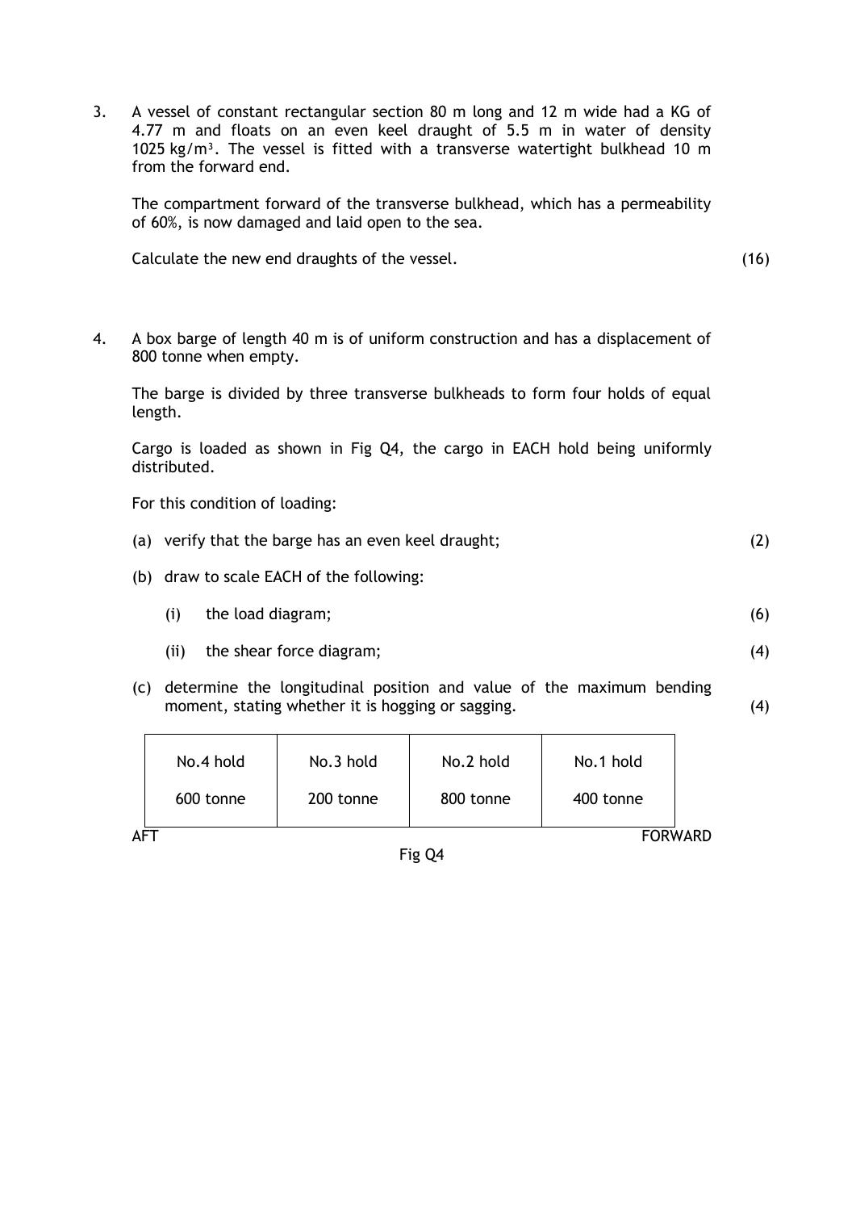3. A vessel of constant rectangular section 80 m long and 12 m wide had a KG of 4.77 m and floats on an even keel draught of 5.5 m in water of density 1025 kg/m³. The vessel is fitted with a transverse watertight bulkhead 10 m from the forward end.

   The compartment forward of the transverse bulkhead, which has a permeability of 60%, is now damaged and laid open to the sea.

   Calculate the new end draughts of the vessel. (16)

4. A box barge of length 40 m is of uniform construction and has a displacement of 800 tonne when empty.

   The barge is divided by three transverse bulkheads to form four holds of equal length.

   Cargo is loaded as shown in Fig Q4, the cargo in EACH hold being uniformly distributed.

   For this condition of loading:

   (a) verify that the barge has an even keel draught; (2)

   (b) draw to scale EACH of the following:

   (i) the load diagram; (6)

   (ii) the shear force diagram; (4)

   (c) determine the longitudinal position and value of the maximum bending moment, stating whether it is hogging or sagging. (4)

| No.4 hold | No.3 hold | No.2 hold | No.1 hold |
|---|---|---|---|
| 600 tonne | 200 tonne | 800 tonne | 400 tonne |

AFT FORWARD

Fig Q4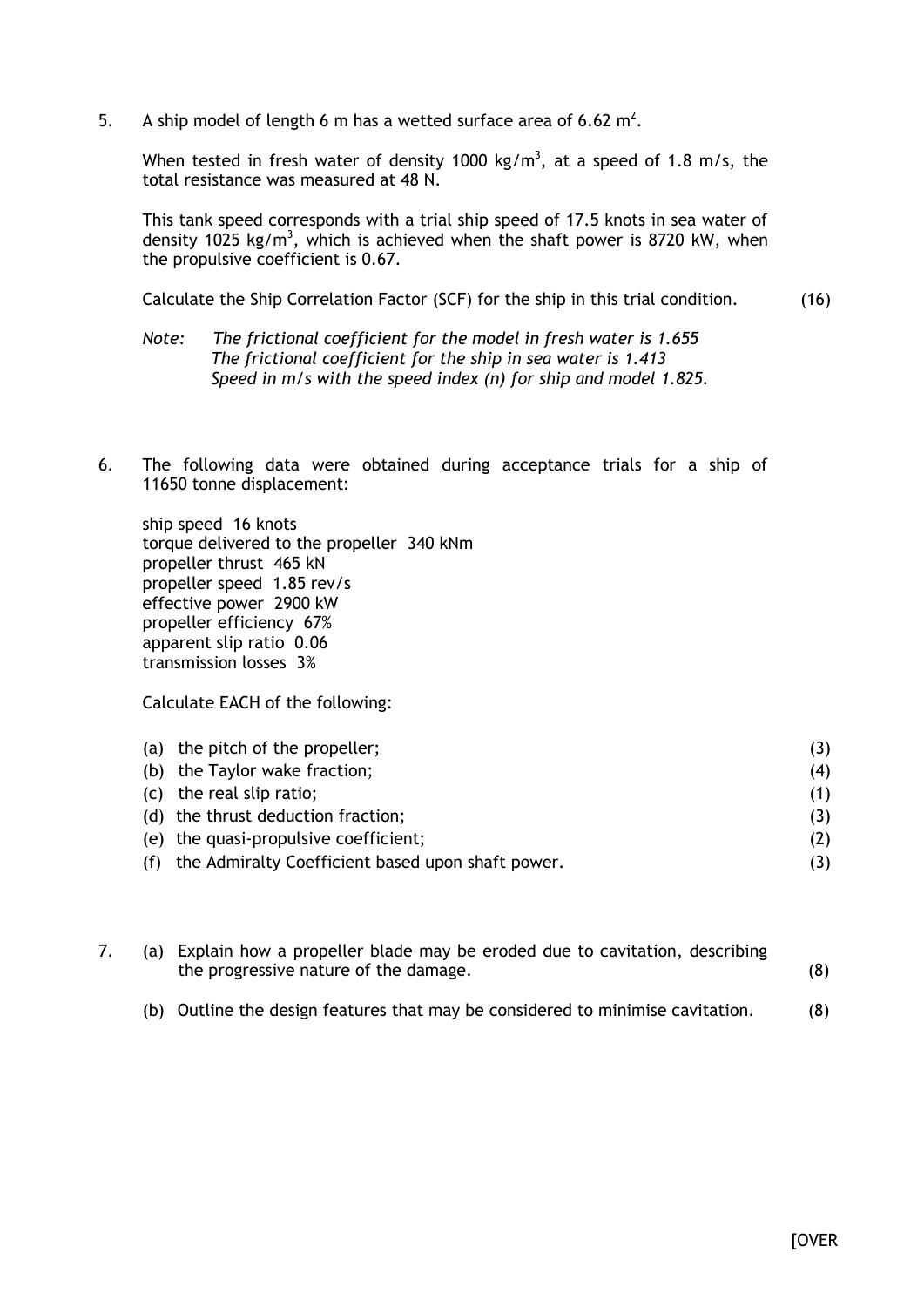5. A ship model of length 6 m has a wetted surface area of 6.62 $m^2$.

   When tested in fresh water of density 1000 $kg/m^3$, at a speed of 1.8 m/s, the total resistance was measured at 48 N.

   This tank speed corresponds with a trial ship speed of 17.5 knots in sea water of density 1025 $kg/m^3$, which is achieved when the shaft power is 8720 kW, when the propulsive coefficient is 0.67.

   Calculate the Ship Correlation Factor (SCF) for the ship in this trial condition. (16)

   *Note: The frictional coefficient for the model in fresh water is 1.655*
   *The frictional coefficient for the ship in sea water is 1.413*
   *Speed in m/s with the speed index (n) for ship and model 1.825.*

6. The following data were obtained during acceptance trials for a ship of 11650 tonne displacement:

   ship speed 16 knots
   torque delivered to the propeller 340 kNm
   propeller thrust 465 kN
   propeller speed 1.85 rev/s
   effective power 2900 kW
   propeller efficiency 67%
   apparent slip ratio 0.06
   transmission losses 3%

   Calculate EACH of the following:

   (a) the pitch of the propeller; (3)
   (b) the Taylor wake fraction; (4)
   (c) the real slip ratio; (1)
   (d) the thrust deduction fraction; (3)
   (e) the quasi-propulsive coefficient; (2)
   (f) the Admiralty Coefficient based upon shaft power. (3)

7. (a) Explain how a propeller blade may be eroded due to cavitation, describing the progressive nature of the damage. (8)

   (b) Outline the design features that may be considered to minimise cavitation. (8)

[OVER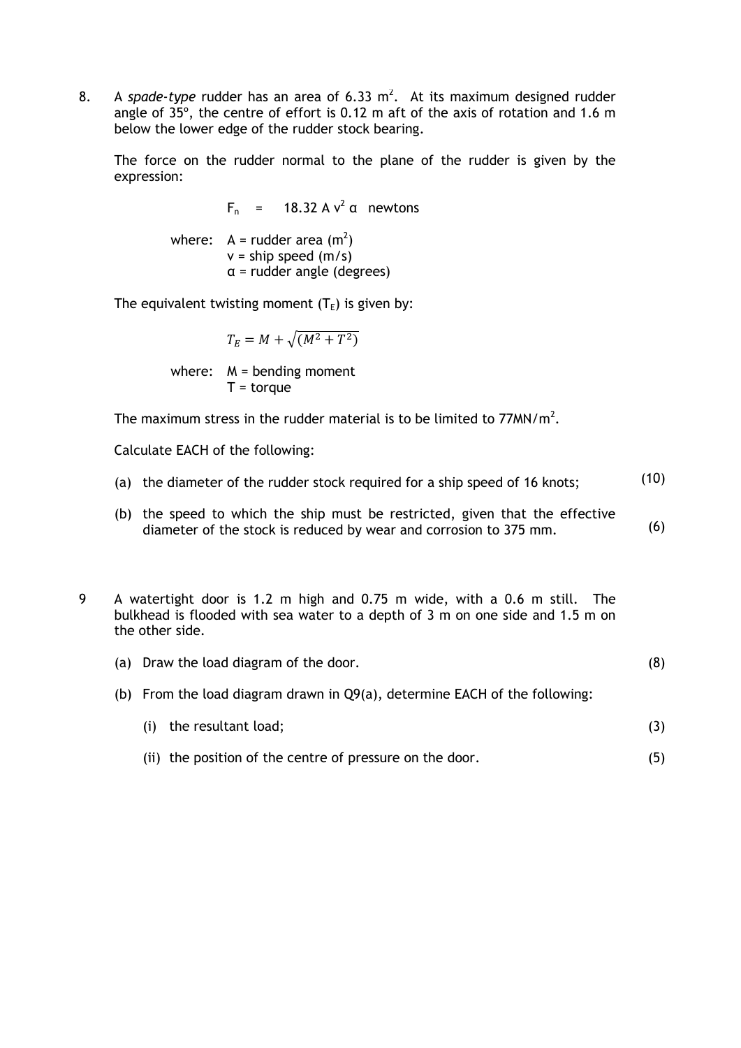8. A *spade-type* rudder has an area of 6.33 $m^2$. At its maximum designed rudder angle of 35°, the centre of effort is 0.12 m aft of the axis of rotation and 1.6 m below the lower edge of the rudder stock bearing.

The force on the rudder normal to the plane of the rudder is given by the expression:

$$F_n = 18.32 \, A \, v^2 \, \alpha \quad \text{newtons}$$

where: A = rudder area ($m^2$)
v = ship speed (m/s)
α = rudder angle (degrees)

The equivalent twisting moment ($T_E$) is given by:

$$T_E = M + \sqrt{(M^2 + T^2)}$$

where: M = bending moment
T = torque

The maximum stress in the rudder material is to be limited to 77MN/$m^2$.

Calculate EACH of the following:

(a) the diameter of the rudder stock required for a ship speed of 16 knots; (10)

(b) the speed to which the ship must be restricted, given that the effective diameter of the stock is reduced by wear and corrosion to 375 mm. (6)

9 A watertight door is 1.2 m high and 0.75 m wide, with a 0.6 m still. The bulkhead is flooded with sea water to a depth of 3 m on one side and 1.5 m on the other side.

(a) Draw the load diagram of the door. (8)

(b) From the load diagram drawn in Q9(a), determine EACH of the following:

(i) the resultant load; (3)

(ii) the position of the centre of pressure on the door. (5)